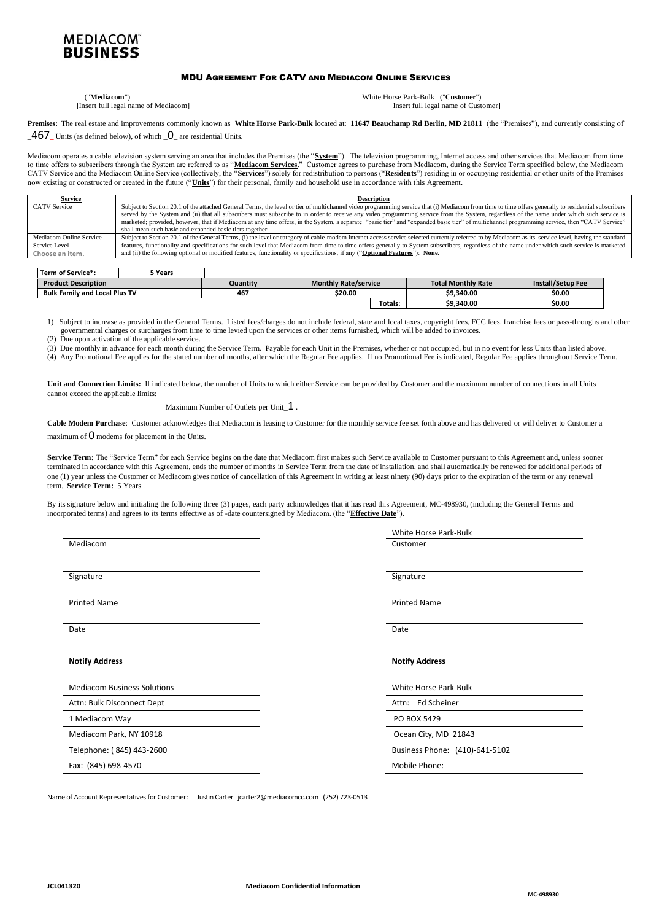**MEDIACOM™ BUSINESS**

# MDU AGREEMENT FOR CATV AND MEDIACOM ONLINE SERVICES

\_\_\_\_\_\_\_\_\_\_ ("**Mediacom**")
[Insert full legal name of Mediacom]

White Horse Park-Bulk ("**Customer**")
Insert full legal name of Customer]

**Premises:** The real estate and improvements commonly known as **White Horse Park-Bulk** located at: **11647 Beauchamp Rd Berlin, MD 21811** (the "Premises"), and currently consisting of _467_ Units (as defined below), of which _0_ are residential Units.

Mediacom operates a cable television system serving an area that includes the Premises (the "**System**"). The television programming, Internet access and other services that Mediacom from time to time offers to subscribers through the System are referred to as "**Mediacom Services**." Customer agrees to purchase from Mediacom, during the Service Term specified below, the Mediacom CATV Service and the Mediacom Online Service (collectively, the "**Services**") solely for redistribution to persons ("**Residents**") residing in or occupying residential or other units of the Premises now existing or constructed or created in the future ("**Units**") for their personal, family and household use in accordance with this Agreement.

| Service | Description |
|---|---|
| CATV Service | Subject to Section 20.1 of the attached General Terms, the level or tier of multichannel video programming service that (i) Mediacom from time to time offers generally to residential subscribers served by the System and (ii) that all subscribers must subscribe to in order to receive any video programming service from the System, regardless of the name under which such service is marketed; provided, however, that if Mediacom at any time offers, in the System, a separate "basic tier" and "expanded basic tier" of multichannel programming service, then "CATV Service" shall mean such basic and expanded basic tiers together. |
| Mediacom Online Service<br>Service Level<br>Choose an item. | Subject to Section 20.1 of the General Terms, (i) the level or category of cable-modem Internet access service selected currently referred to by Mediacom as its service level, having the standard features, functionality and specifications for such level that Mediacom from time to time offers generally to System subscribers, regardless of the name under which such service is marketed and (ii) the following optional or modified features, functionality or specifications, if any ("**Optional Features**"): **None.** |

| Term of Service*: | 5 Years | | | |
|---|---|---|---|---|
| **Product Description** | **Quantity** | **Monthly Rate/service** | **Total Monthly Rate** | **Install/Setup Fee** |
| **Bulk Family and Local Plus TV** | **467** | **$20.00** | **$9,340.00** | **$0.00** |
| | | **Totals:** | **$9,340.00** | **$0.00** |

1) Subject to increase as provided in the General Terms. Listed fees/charges do not include federal, state and local taxes, copyright fees, FCC fees, franchise fees or pass-throughs and other governmental charges or surcharges from time to time levied upon the services or other items furnished, which will be added to invoices.
(2) Due upon activation of the applicable service.
(3) Due monthly in advance for each month during the Service Term. Payable for each Unit in the Premises, whether or not occupied, but in no event for less Units than listed above.
(4) Any Promotional Fee applies for the stated number of months, after which the Regular Fee applies. If no Promotional Fee is indicated, Regular Fee applies throughout Service Term.

**Unit and Connection Limits:** If indicated below, the number of Units to which either Service can be provided by Customer and the maximum number of connections in all Units cannot exceed the applicable limits:

Maximum Number of Outlets per Unit_1 .

**Cable Modem Purchase**: Customer acknowledges that Mediacom is leasing to Customer for the monthly service fee set forth above and has delivered or will deliver to Customer a maximum of 0 modems for placement in the Units.

**Service Term:** The "Service Term" for each Service begins on the date that Mediacom first makes such Service available to Customer pursuant to this Agreement and, unless sooner terminated in accordance with this Agreement, ends the number of months in Service Term from the date of installation, and shall automatically be renewed for additional periods of one (1) year unless the Customer or Mediacom gives notice of cancellation of this Agreement in writing at least ninety (90) days prior to the expiration of the term or any renewal term. **Service Term:** 5 Years .

By its signature below and initialing the following three (3) pages, each party acknowledges that it has read this Agreement, MC-498930, (including the General Terms and incorporated terms) and agrees to its terms effective as of -date countersigned by Mediacom. (the "**Effective Date**").

| | |
|---|---|
| Mediacom | White Horse Park-Bulk<br>Customer |
| Signature | Signature |
| Printed Name | Printed Name |
| Date | Date |

| **Notify Address** | **Notify Address** |
|---|---|
| Mediacom Business Solutions | White Horse Park-Bulk |
| Attn: Bulk Disconnect Dept | Attn: Ed Scheiner |
| 1 Mediacom Way | PO BOX 5429 |
| Mediacom Park, NY 10918 | Ocean City, MD 21843 |
| Telephone: ( 845) 443-2600 | Business Phone: (410)-641-5102 |
| Fax: (845) 698-4570 | Mobile Phone: |

Name of Account Representatives for Customer: Justin Carter jcarter2@mediacomcc.com (252) 723-0513

JCL041320 Mediacom Confidential Information MC-498930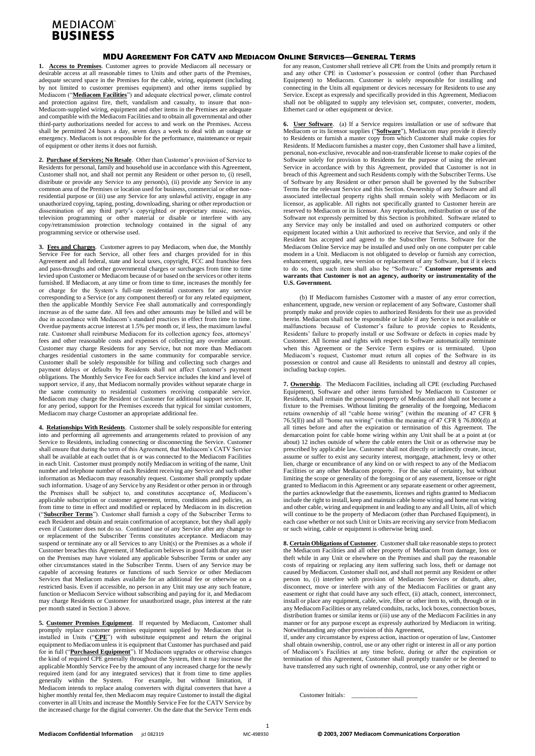# MDU AGREEMENT FOR CATV AND MEDIACOM ONLINE SERVICES—GENERAL TERMS

**1. Access to Premises**. Customer agrees to provide Mediacom all necessary or desirable access at all reasonable times to Units and other parts of the Premises, adequate secured space in the Premises for the cable, wiring, equipment (including by not limited to customer premises equipment) and other items supplied by Mediacom ("**Mediacom Facilities**") and adequate electrical power, climate control and protection against fire, theft, vandalism and casualty, to insure that non-Mediacom-supplied wiring, equipment and other items in the Premises are adequate and compatible with the Mediacom Facilities and to obtain all governmental and other third-party authorizations needed for access to and work on the Premises. Access shall be permitted 24 hours a day, seven days a week to deal with an outage or emergency. Mediacom is not responsible for the performance, maintenance or repair of equipment or other items it does not furnish.

**2. Purchase of Services; No Resale**. Other than Customer's provision of Service to Residents for personal, family and household use in accordance with this Agreement, Customer shall not, and shall not permit any Resident or other person to, (i) resell, distribute or provide any Service to any person(s), (ii) provide any Service in any common area of the Premises or location used for business, commercial or other non-residential purpose or (iii) use any Service for any unlawful activity, engage in any unauthorized copying, taping, posting, downloading, sharing or other reproduction or dissemination of any third party's copyrighted or proprietary music, movies, television programming or other material or disable or interfere with any copy/retransmission protection technology contained in the signal of any programming service or otherwise used.

**3. Fees and Charges**. Customer agrees to pay Mediacom, when due, the Monthly Service Fee for each Service, all other fees and charges provided for in this Agreement and all federal, state and local taxes, copyright, FCC and franchise fees and pass-throughs and other governmental charges or surcharges from time to time levied upon Customer or Mediacom because of or based on the services or other items furnished. If Mediacom, at any time or from time to time, increases the monthly fee or charge for the System's full-rate residential customers for any service corresponding to a Service (or any component thereof) or for any related equipment, then the applicable Monthly Service Fee shall automatically and correspondingly increase as of the same date. All fees and other amounts may be billed and will be due in accordance with Mediacom's standard practices in effect from time to time. Overdue payments accrue interest at 1.5% per month or, if less, the maximum lawful rate. Customer shall reimburse Mediacom for its collection agency fees, attorneys' fees and other reasonable costs and expenses of collecting any overdue amount. Customer may charge Residents for any Service, but not more than Mediacom charges residential customers in the same community for comparable service. Customer shall be solely responsible for billing and collecting such charges and payment delays or defaults by Residents shall not affect Customer's payment obligations. The Monthly Service Fee for each Service includes the kind and level of support service, if any, that Mediacom normally provides without separate charge in the same community to residential customers receiving comparable service. Mediacom may charge the Resident or Customer for additional support service. If, for any period, support for the Premises exceeds that typical for similar customers, Mediacom may charge Customer an appropriate additional fee.

**4. Relationships With Residents**. Customer shall be solely responsible for entering into and performing all agreements and arrangements related to provision of any Service to Residents, including connecting or disconnecting the Service. Customer shall ensure that during the term of this Agreement, that Mediacom's CATV Service shall be available at each outlet that is or was connected to the Mediacom Facilities in each Unit. Customer must promptly notify Mediacom in writing of the name, Unit number and telephone number of each Resident receiving any Service and such other information as Mediacom may reasonably request. Customer shall promptly update such information. Usage of any Service by any Resident or other person in or through the Premises shall be subject to, and constitutes acceptance of, Mediacom's applicable subscription or customer agreement, terms, conditions and policies, as from time to time in effect and modified or replaced by Mediacom in its discretion ("**Subscriber Terms**"). Customer shall furnish a copy of the Subscriber Terms to each Resident and obtain and retain confirmation of acceptance, but they shall apply even if Customer does not do so. Continued use of any Service after any change to or replacement of the Subscriber Terms constitutes acceptance. Mediacom may suspend or terminate any or all Services to any Unit(s) or the Premises as a whole if Customer breaches this Agreement, if Mediacom believes in good faith that any user on the Premises may have violated any applicable Subscriber Terms or under any other circumstances stated in the Subscriber Terms. Users of any Service may be capable of accessing features or functions of such Service or other Mediacom Services that Mediacom makes available for an additional fee or otherwise on a restricted basis. Even if accessible, no person in any Unit may use any such feature, function or Mediacom Service without subscribing and paying for it, and Mediacom may charge Residents or Customer for unauthorized usage, plus interest at the rate per month stated in Section 3 above.

**5. Customer Premises Equipment**. If requested by Mediacom, Customer shall promptly replace customer premises equipment supplied by Mediacom that is installed in Units ("**CPE**") with substitute equipment and return the original equipment to Mediacom unless it is equipment that Customer has purchased and paid for in full ("**Purchased Equipment**"). If Mediacom upgrades or otherwise changes the kind of required CPE generally throughout the System, then it may increase the applicable Monthly Service Fee by the amount of any increased charge for the newly required item (and for any integrated services) that it from time to time applies generally within the System. For example, but without limitation, if Mediacom intends to replace analog converters with digital converters that have a higher monthly rental fee, then Mediacom may require Customer to install the digital converter in all Units and increase the Monthly Service Fee for the CATV Service by the increased charge for the digital converter. On the date that the Service Term ends for any reason, Customer shall retrieve all CPE from the Units and promptly return it and any other CPE in Customer's possession or control (other than Purchased Equipment) to Mediacom. Customer is solely responsible for installing and connecting in the Units all equipment or devices necessary for Residents to use any Service. Except as expressly and specifically provided in this Agreement, Mediacom shall not be obligated to supply any television set, computer, converter, modem, Ethernet card or other equipment or device.

**6. User Software**. (a) If a Service requires installation or use of software that Mediacom or its licensor supplies ("**Software**"), Mediacom may provide it directly to Residents or furnish a master copy from which Customer shall make copies for Residents. If Mediacom furnishes a master copy, then Customer shall have a limited, personal, non-exclusive, revocable and non-transferable license to make copies of the Software solely for provision to Residents for the purpose of using the relevant Service in accordance with by this Agreement, provided that Customer is not in breach of this Agreement and such Residents comply with the Subscriber Terms. Use of Software by any Resident or other person shall be governed by the Subscriber Terms for the relevant Service and this Section. Ownership of any Software and all associated intellectual property rights shall remain solely with Mediacom or its licensor, as applicable. All rights not specifically granted to Customer herein are reserved to Mediacom or its licensor. Any reproduction, redistribution or use of the Software not expressly permitted by this Section is prohibited. Software related to any Service may only be installed and used on authorized computers or other equipment located within a Unit authorized to receive that Service, and only if the Resident has accepted and agreed to the Subscriber Terms. Software for the Mediacom Online Service may be installed and used only on one computer per cable modem in a Unit. Mediacom is not obligated to develop or furnish any correction, enhancement, upgrade, new version or replacement of any Software, but if it elects to do so, then such item shall also be "Software." **Customer represents and warrants that Customer is not an agency, authority or instrumentality of the U.S. Government.**

(b) If Mediacom furnishes Customer with a master of any error correction, enhancement, upgrade, new version or replacement of any Software, Customer shall promptly make and provide copies to authorized Residents for their use as provided herein. Mediacom shall not be responsible or liable if any Service is not available or malfunctions because of Customer's failure to provide copies to Residents, Residents' failure to properly install or use Software or defects in copies made by Customer. All license and rights with respect to Software automatically terminate when this Agreement or the Service Term expires or is terminated. Upon Mediacom's request, Customer must return all copies of the Software in its possession or control and cause all Residents to uninstall and destroy all copies, including backup copies.

**7. Ownership**. The Mediacom Facilities, including all CPE (excluding Purchased Equipment), Software and other items furnished by Mediacom to Customer or Residents, shall remain the personal property of Mediacom and shall not become a fixture to the Premises. Without limiting the generality of the foregoing, Mediacom retains ownership of all "cable home wiring" (within the meaning of 47 CFR § 76.5(ll)) and all "home run wiring" (within the meaning of 47 CFR § 76.800(d)) at all times before and after the expiration or termination of this Agreement. The demarcation point for cable home wiring within any Unit shall be at a point at (or about) 12 inches outside of where the cable enters the Unit or as otherwise may be prescribed by applicable law. Customer shall not directly or indirectly create, incur, assume or suffer to exist any security interest, mortgage, attachment, levy or other lien, charge or encumbrance of any kind on or with respect to any of the Mediacom Facilities or any other Mediacom property. For the sake of certainty, but without limiting the scope or generality of the foregoing or of any easement, licensee or right granted to Mediacom in this Agreement or any separate easement or other agreement, the parties acknowledge that the easements, licenses and rights granted to Mediacom include the right to install, keep and maintain cable home wiring and home run wiring and other cable, wiring and equipment in and leading to any and all Units, all of which will continue to be the property of Mediacom (other than Purchased Equipment), in each case whether or not such Unit or Units are receiving any service from Mediacom or such wiring, cable or equipment is otherwise being used.

**8. Certain Obligations of Customer**. Customer shall take reasonable steps to protect the Mediacom Facilities and all other property of Mediacom from damage, loss or theft while in any Unit or elsewhere on the Premises and shall pay the reasonable costs of repairing or replacing any item suffering such loss, theft or damage not caused by Mediacom. Customer shall not, and shall not permit any Resident or other person to, (i) interfere with provision of Mediacom Services or disturb, alter, disconnect, move or interfere with any of the Mediacom Facilities or grant any easement or right that could have any such effect, (ii) attach, connect, interconnect, install or place any equipment, cable, wire, fiber or other item to, with, through or in any Mediacom Facilities or any related conduits, racks, lock boxes, connection boxes, distribution frames or similar items or (iii) use any of the Mediacom Facilities in any manner or for any purpose except as expressly authorized by Mediacom in writing. Notwithstanding any other provision of this Agreement,

if, under any circumstance by express action, inaction or operation of law, Customer shall obtain ownership, control, use or any other right or interest in all or any portion of Mediacom's Facilities at any time before, during or after the expiration or termination of this Agreement, Customer shall promptly transfer or be deemed to have transferred any such right of ownership, control, use or any other right or

Customer Initials: ____________________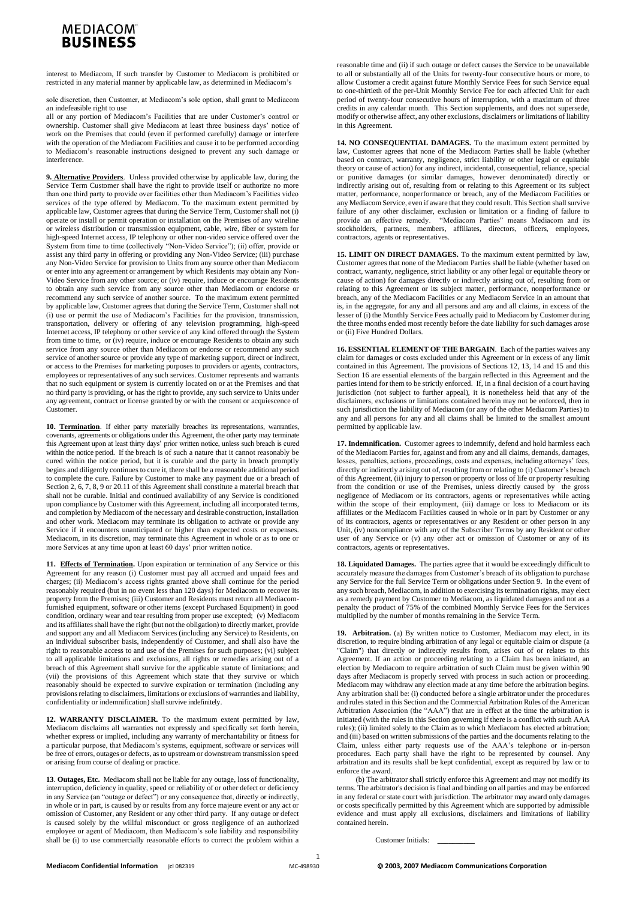interest to Mediacom, If such transfer by Customer to Mediacom is prohibited or restricted in any material manner by applicable law, as determined in Mediacom's

sole discretion, then Customer, at Mediacom's sole option, shall grant to Mediacom an indefeasible right to use

all or any portion of Mediacom's Facilities that are under Customer's control or ownership. Customer shall give Mediacom at least three business days' notice of work on the Premises that could (even if performed carefully) damage or interfere with the operation of the Mediacom Facilities and cause it to be performed according to Mediacom's reasonable instructions designed to prevent any such damage or interference.

**9. Alternative Providers**. Unless provided otherwise by applicable law, during the Service Term Customer shall have the right to provide itself or authorize no more than one third party to provide over facilities other than Mediacom's Facilities video services of the type offered by Mediacom. To the maximum extent permitted by applicable law, Customer agrees that during the Service Term, Customer shall not (i) operate or install or permit operation or installation on the Premises of any wireline or wireless distribution or transmission equipment, cable, wire, fiber or system for high-speed Internet access, IP telephony or other non-video service offered over the System from time to time (collectively "Non-Video Service"); (ii) offer, provide or assist any third party in offering or providing any Non-Video Service; (iii) purchase any Non-Video Service for provision to Units from any source other than Mediacom or enter into any agreement or arrangement by which Residents may obtain any Non-Video Service from any other source; or (iv) require, induce or encourage Residents to obtain any such service from any source other than Mediacom or endorse or recommend any such service of another source. To the maximum extent permitted by applicable law, Customer agrees that during the Service Term, Customer shall not (i) use or permit the use of Mediacom's Facilities for the provision, transmission, transportation, delivery or offering of any television programming, high-speed Internet access, IP telephony or other service of any kind offered through the System from time to time, or (iv) require, induce or encourage Residents to obtain any such service from any source other than Mediacom or endorse or recommend any such service of another source or provide any type of marketing support, direct or indirect, or access to the Premises for marketing purposes to providers or agents, contractors, employees or representatives of any such services. Customer represents and warrants that no such equipment or system is currently located on or at the Premises and that no third party is providing, or has the right to provide, any such service to Units under any agreement, contract or license granted by or with the consent or acquiescence of Customer.

**10. Termination**. If either party materially breaches its representations, warranties, covenants, agreements or obligations under this Agreement, the other party may terminate this Agreement upon at least thirty days' prior written notice, unless such breach is cured within the notice period. If the breach is of such a nature that it cannot reasonably be cured within the notice period, but it is curable and the party in breach promptly begins and diligently continues to cure it, there shall be a reasonable additional period to complete the cure. Failure by Customer to make any payment due or a breach of Section 2, 6, 7, 8, 9 or 20.11 of this Agreement shall constitute a material breach that shall not be curable. Initial and continued availability of any Service is conditioned upon compliance by Customer with this Agreement, including all incorporated terms, and completion by Mediacom of the necessary and desirable construction, installation and other work. Mediacom may terminate its obligation to activate or provide any Service if it encounters unanticipated or higher than expected costs or expenses. Mediacom, in its discretion, may terminate this Agreement in whole or as to one or more Services at any time upon at least 60 days' prior written notice.

**11. Effects of Termination.** Upon expiration or termination of any Service or this Agreement for any reason (i) Customer must pay all accrued and unpaid fees and charges; (ii) Mediacom's access rights granted above shall continue for the period reasonably required (but in no event less than 120 days) for Mediacom to recover its property from the Premises; (iii) Customer and Residents must return all Mediacom-furnished equipment, software or other items (except Purchased Equipment) in good condition, ordinary wear and tear resulting from proper use excepted; (v) Mediacom and its affiliates shall have the right (but not the obligation) to directly market, provide and support any and all Mediacom Services (including any Service) to Residents, on an individual subscriber basis, independently of Customer, and shall also have the right to reasonable access to and use of the Premises for such purposes; (vi) subject to all applicable limitations and exclusions, all rights or remedies arising out of a breach of this Agreement shall survive for the applicable statute of limitations; and (vii) the provisions of this Agreement which state that they survive or which reasonably should be expected to survive expiration or termination (including any provisions relating to disclaimers, limitations or exclusions of warranties and liability, confidentiality or indemnification) shall survive indefinitely.

**12. WARRANTY DISCLAIMER.** To the maximum extent permitted by law, Mediacom disclaims all warranties not expressly and specifically set forth herein, whether express or implied, including any warranty of merchantability or fitness for a particular purpose, that Mediacom's systems, equipment, software or services will be free of errors, outages or defects, as to upstream or downstream transmission speed or arising from course of dealing or practice.

**13**. **Outages, Etc.** Mediacom shall not be liable for any outage, loss of functionality, interruption, deficiency in quality, speed or reliability of or other defect or deficiency in any Service (an "outage or defect") or any consequence that, directly or indirectly, in whole or in part, is caused by or results from any force majeure event or any act or omission of Customer, any Resident or any other third party. If any outage or defect is caused solely by the willful misconduct or gross negligence of an authorized employee or agent of Mediacom, then Mediacom's sole liability and responsibility shall be (i) to use commercially reasonable efforts to correct the problem within a reasonable time and (ii) if such outage or defect causes the Service to be unavailable to all or substantially all of the Units for twenty-four consecutive hours or more, to allow Customer a credit against future Monthly Service Fees for such Service equal to one-thirtieth of the per-Unit Monthly Service Fee for each affected Unit for each period of twenty-four consecutive hours of interruption, with a maximum of three credits in any calendar month. This Section supplements, and does not supersede, modify or otherwise affect, any other exclusions, disclaimers or limitations of liability in this Agreement.

**14. NO CONSEQUENTIAL DAMAGES.** To the maximum extent permitted by law, Customer agrees that none of the Mediacom Parties shall be liable (whether based on contract, warranty, negligence, strict liability or other legal or equitable theory or cause of action) for any indirect, incidental, consequential, reliance, special or punitive damages (or similar damages, however denominated) directly or indirectly arising out of, resulting from or relating to this Agreement or its subject matter, performance, nonperformance or breach, any of the Mediacom Facilities or any Mediacom Service, even if aware that they could result. This Section shall survive failure of any other disclaimer, exclusion or limitation or a finding of failure to provide an effective remedy. "Mediacom Parties" means Mediacom and its stockholders, partners, members, affiliates, directors, officers, employees, contractors, agents or representatives.

**15. LIMIT ON DIRECT DAMAGES.** To the maximum extent permitted by law, Customer agrees that none of the Mediacom Parties shall be liable (whether based on contract, warranty, negligence, strict liability or any other legal or equitable theory or cause of action) for damages directly or indirectly arising out of, resulting from or relating to this Agreement or its subject matter, performance, nonperformance or breach, any of the Mediacom Facilities or any Mediacom Service in an amount that is, in the aggregate, for any and all persons and any and all claims, in excess of the lesser of (i) the Monthly Service Fees actually paid to Mediacom by Customer during the three months ended most recently before the date liability for such damages arose or (ii) Five Hundred Dollars.

**16. ESSENTIAL ELEMENT OF THE BARGAIN**. Each of the parties waives any claim for damages or costs excluded under this Agreement or in excess of any limit contained in this Agreement. The provisions of Sections 12, 13, 14 and 15 and this Section 16 are essential elements of the bargain reflected in this Agreement and the parties intend for them to be strictly enforced. If, in a final decision of a court having jurisdiction (not subject to further appeal), it is nonetheless held that any of the disclaimers, exclusions or limitations contained herein may not be enforced, then in such jurisdiction the liability of Mediacom (or any of the other Mediacom Parties) to any and all persons for any and all claims shall be limited to the smallest amount permitted by applicable law.

**17. Indemnification.** Customer agrees to indemnify, defend and hold harmless each of the Mediacom Parties for, against and from any and all claims, demands, damages, losses, penalties, actions, proceedings, costs and expenses, including attorneys' fees, directly or indirectly arising out of, resulting from or relating to (i) Customer's breach of this Agreement, (ii) injury to person or property or loss of life or property resulting from the condition or use of the Premises, unless directly caused by the gross negligence of Mediacom or its contractors, agents or representatives while acting within the scope of their employment, (iii) damage or loss to Mediacom or its affiliates or the Mediacom Facilities caused in whole or in part by Customer or any of its contractors, agents or representatives or any Resident or other person in any Unit, (iv) noncompliance with any of the Subscriber Terms by any Resident or other user of any Service or (v) any other act or omission of Customer or any of its contractors, agents or representatives.

**18. Liquidated Damages.** The parties agree that it would be exceedingly difficult to accurately measure the damages from Customer's breach of its obligation to purchase any Service for the full Service Term or obligations under Section 9. In the event of any such breach, Mediacom, in addition to exercising its termination rights, may elect as a remedy payment by Customer to Mediacom, as liquidated damages and not as a penalty the product of 75% of the combined Monthly Service Fees for the Services multiplied by the number of months remaining in the Service Term.

**19. Arbitration.** (a) By written notice to Customer, Mediacom may elect, in its discretion, to require binding arbitration of any legal or equitable claim or dispute (a "Claim") that directly or indirectly results from, arises out of or relates to this Agreement. If an action or proceeding relating to a Claim has been initiated, an election by Mediacom to require arbitration of such Claim must be given within 90 days after Mediacom is properly served with process in such action or proceeding. Mediacom may withdraw any election made at any time before the arbitration begins. Any arbitration shall be: (i) conducted before a single arbitrator under the procedures and rules stated in this Section and the Commercial Arbitration Rules of the American Arbitration Association (the "AAA") that are in effect at the time the arbitration is initiated (with the rules in this Section governing if there is a conflict with such AAA rules); (ii) limited solely to the Claim as to which Mediacom has elected arbitration; and (iii) based on written submissions of the parties and the documents relating to the Claim, unless either party requests use of the AAA's telephone or in-person procedures. Each party shall have the right to be represented by counsel. Any arbitration and its results shall be kept confidential, except as required by law or to enforce the award.

(b) The arbitrator shall strictly enforce this Agreement and may not modify its terms. The arbitrator's decision is final and binding on all parties and may be enforced in any federal or state court with jurisdiction. The arbitrator may award only damages or costs specifically permitted by this Agreement which are supported by admissible evidence and must apply all exclusions, disclaimers and limitations of liability contained herein.

Customer Initials: \_\_\_\_\_\_\_\_\_\_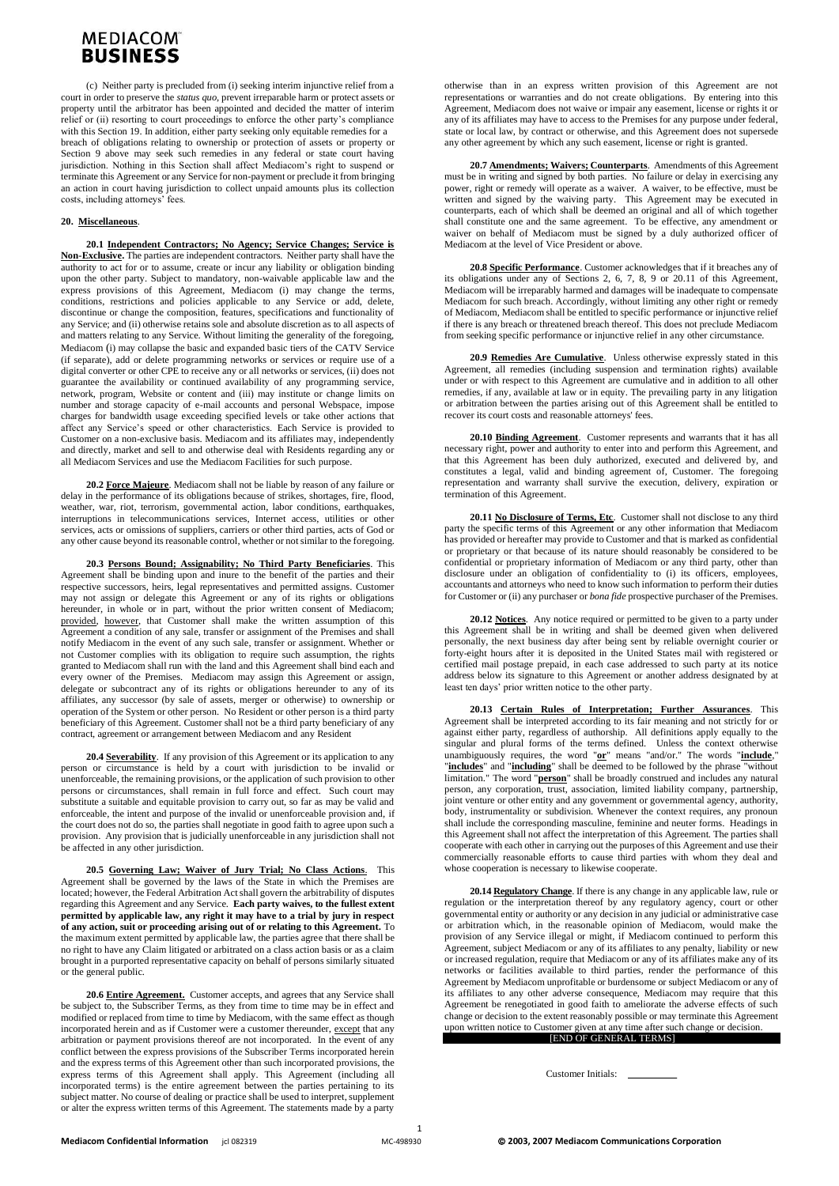(c) Neither party is precluded from (i) seeking interim injunctive relief from a court in order to preserve the *status quo*, prevent irreparable harm or protect assets or property until the arbitrator has been appointed and decided the matter of interim relief or (ii) resorting to court proceedings to enforce the other party's compliance with this Section 19. In addition, either party seeking only equitable remedies for a breach of obligations relating to ownership or protection of assets or property or Section 9 above may seek such remedies in any federal or state court having jurisdiction. Nothing in this Section shall affect Mediacom's right to suspend or terminate this Agreement or any Service for non-payment or preclude it from bringing an action in court having jurisdiction to collect unpaid amounts plus its collection costs, including attorneys' fees.

**20. Miscellaneous**.

**20.1 Independent Contractors; No Agency; Service Changes; Service is Non-Exclusive.** The parties are independent contractors. Neither party shall have the authority to act for or to assume, create or incur any liability or obligation binding upon the other party. Subject to mandatory, non-waivable applicable law and the express provisions of this Agreement, Mediacom (i) may change the terms, conditions, restrictions and policies applicable to any Service or add, delete, discontinue or change the composition, features, specifications and functionality of any Service; and (ii) otherwise retains sole and absolute discretion as to all aspects of and matters relating to any Service. Without limiting the generality of the foregoing, Mediacom (i) may collapse the basic and expanded basic tiers of the CATV Service (if separate), add or delete programming networks or services or require use of a digital converter or other CPE to receive any or all networks or services, (ii) does not guarantee the availability or continued availability of any programming service, network, program, Website or content and (iii) may institute or change limits on number and storage capacity of e-mail accounts and personal Webspace, impose charges for bandwidth usage exceeding specified levels or take other actions that affect any Service's speed or other characteristics. Each Service is provided to Customer on a non-exclusive basis. Mediacom and its affiliates may, independently and directly, market and sell to and otherwise deal with Residents regarding any or all Mediacom Services and use the Mediacom Facilities for such purpose.

**20.2 Force Majeure**. Mediacom shall not be liable by reason of any failure or delay in the performance of its obligations because of strikes, shortages, fire, flood, weather, war, riot, terrorism, governmental action, labor conditions, earthquakes, interruptions in telecommunications services, Internet access, utilities or other services, acts or omissions of suppliers, carriers or other third parties, acts of God or any other cause beyond its reasonable control, whether or not similar to the foregoing.

**20.3 Persons Bound; Assignability; No Third Party Beneficiaries**. This Agreement shall be binding upon and inure to the benefit of the parties and their respective successors, heirs, legal representatives and permitted assigns. Customer may not assign or delegate this Agreement or any of its rights or obligations hereunder, in whole or in part, without the prior written consent of Mediacom; provided, however, that Customer shall make the written assumption of this Agreement a condition of any sale, transfer or assignment of the Premises and shall notify Mediacom in the event of any such sale, transfer or assignment. Whether or not Customer complies with its obligation to require such assumption, the rights granted to Mediacom shall run with the land and this Agreement shall bind each and every owner of the Premises. Mediacom may assign this Agreement or assign, delegate or subcontract any of its rights or obligations hereunder to any of its affiliates, any successor (by sale of assets, merger or otherwise) to ownership or operation of the System or other person. No Resident or other person is a third party beneficiary of this Agreement. Customer shall not be a third party beneficiary of any contract, agreement or arrangement between Mediacom and any Resident

**20.4 Severability**. If any provision of this Agreement or its application to any person or circumstance is held by a court with jurisdiction to be invalid or unenforceable, the remaining provisions, or the application of such provision to other persons or circumstances, shall remain in full force and effect. Such court may substitute a suitable and equitable provision to carry out, so far as may be valid and enforceable, the intent and purpose of the invalid or unenforceable provision and, if the court does not do so, the parties shall negotiate in good faith to agree upon such a provision. Any provision that is judicially unenforceable in any jurisdiction shall not be affected in any other jurisdiction.

**20.5 Governing Law; Waiver of Jury Trial; No Class Actions**. This Agreement shall be governed by the laws of the State in which the Premises are located; however, the Federal Arbitration Act shall govern the arbitrability of disputes regarding this Agreement and any Service. **Each party waives, to the fullest extent permitted by applicable law, any right it may have to a trial by jury in respect of any action, suit or proceeding arising out of or relating to this Agreement.** To the maximum extent permitted by applicable law, the parties agree that there shall be no right to have any Claim litigated or arbitrated on a class action basis or as a claim brought in a purported representative capacity on behalf of persons similarly situated or the general public.

**20.6 Entire Agreement.** Customer accepts, and agrees that any Service shall be subject to, the Subscriber Terms, as they from time to time may be in effect and modified or replaced from time to time by Mediacom, with the same effect as though incorporated herein and as if Customer were a customer thereunder, except that any arbitration or payment provisions thereof are not incorporated. In the event of any conflict between the express provisions of the Subscriber Terms incorporated herein and the express terms of this Agreement other than such incorporated provisions, the express terms of this Agreement shall apply. This Agreement (including all incorporated terms) is the entire agreement between the parties pertaining to its subject matter. No course of dealing or practice shall be used to interpret, supplement or alter the express written terms of this Agreement. The statements made by a party otherwise than in an express written provision of this Agreement are not representations or warranties and do not create obligations. By entering into this Agreement, Mediacom does not waive or impair any easement, license or rights it or any of its affiliates may have to access to the Premises for any purpose under federal, state or local law, by contract or otherwise, and this Agreement does not supersede any other agreement by which any such easement, license or right is granted.

**20.7 Amendments; Waivers; Counterparts**. Amendments of this Agreement must be in writing and signed by both parties. No failure or delay in exercising any power, right or remedy will operate as a waiver. A waiver, to be effective, must be written and signed by the waiving party. This Agreement may be executed in counterparts, each of which shall be deemed an original and all of which together shall constitute one and the same agreement. To be effective, any amendment or waiver on behalf of Mediacom must be signed by a duly authorized officer of Mediacom at the level of Vice President or above.

**20.8 Specific Performance**. Customer acknowledges that if it breaches any of its obligations under any of Sections 2, 6, 7, 8, 9 or 20.11 of this Agreement, Mediacom will be irreparably harmed and damages will be inadequate to compensate Mediacom for such breach. Accordingly, without limiting any other right or remedy of Mediacom, Mediacom shall be entitled to specific performance or injunctive relief if there is any breach or threatened breach thereof. This does not preclude Mediacom from seeking specific performance or injunctive relief in any other circumstance.

**20.9 Remedies Are Cumulative**. Unless otherwise expressly stated in this Agreement, all remedies (including suspension and termination rights) available under or with respect to this Agreement are cumulative and in addition to all other remedies, if any, available at law or in equity. The prevailing party in any litigation or arbitration between the parties arising out of this Agreement shall be entitled to recover its court costs and reasonable attorneys' fees.

**20.10 Binding Agreement**. Customer represents and warrants that it has all necessary right, power and authority to enter into and perform this Agreement, and that this Agreement has been duly authorized, executed and delivered by, and constitutes a legal, valid and binding agreement of, Customer. The foregoing representation and warranty shall survive the execution, delivery, expiration or termination of this Agreement.

**20.11 No Disclosure of Terms, Etc**. Customer shall not disclose to any third party the specific terms of this Agreement or any other information that Mediacom has provided or hereafter may provide to Customer and that is marked as confidential or proprietary or that because of its nature should reasonably be considered to be confidential or proprietary information of Mediacom or any third party, other than disclosure under an obligation of confidentiality to (i) its officers, employees, accountants and attorneys who need to know such information to perform their duties for Customer or (ii) any purchaser or *bona fide* prospective purchaser of the Premises.

**20.12 Notices**. Any notice required or permitted to be given to a party under this Agreement shall be in writing and shall be deemed given when delivered personally, the next business day after being sent by reliable overnight courier or forty-eight hours after it is deposited in the United States mail with registered or certified mail postage prepaid, in each case addressed to such party at its notice address below its signature to this Agreement or another address designated by at least ten days' prior written notice to the other party.

**20.13 Certain Rules of Interpretation; Further Assurances**. This Agreement shall be interpreted according to its fair meaning and not strictly for or against either party, regardless of authorship. All definitions apply equally to the singular and plural forms of the terms defined. Unless the context otherwise unambiguously requires, the word "**or**" means "and/or." The words "**include**," "**includes**" and "**including**" shall be deemed to be followed by the phrase "without limitation." The word "**person**" shall be broadly construed and includes any natural person, any corporation, trust, association, limited liability company, partnership, joint venture or other entity and any government or governmental agency, authority, body, instrumentality or subdivision. Whenever the context requires, any pronoun shall include the corresponding masculine, feminine and neuter forms. Headings in this Agreement shall not affect the interpretation of this Agreement. The parties shall cooperate with each other in carrying out the purposes of this Agreement and use their commercially reasonable efforts to cause third parties with whom they deal and whose cooperation is necessary to likewise cooperate.

**20.14 Regulatory Change**. If there is any change in any applicable law, rule or regulation or the interpretation thereof by any regulatory agency, court or other governmental entity or authority or any decision in any judicial or administrative case or arbitration which, in the reasonable opinion of Mediacom, would make the provision of any Service illegal or might, if Mediacom continued to perform this Agreement, subject Mediacom or any of its affiliates to any penalty, liability or new or increased regulation, require that Mediacom or any of its affiliates make any of its networks or facilities available to third parties, render the performance of this Agreement by Mediacom unprofitable or burdensome or subject Mediacom or any of its affiliates to any other adverse consequence, Mediacom may require that this Agreement be renegotiated in good faith to ameliorate the adverse effects of such change or decision to the extent reasonably possible or may terminate this Agreement upon written notice to Customer given at any time after such change or decision.

[END OF GENERAL TERMS]

Customer Initials: __________